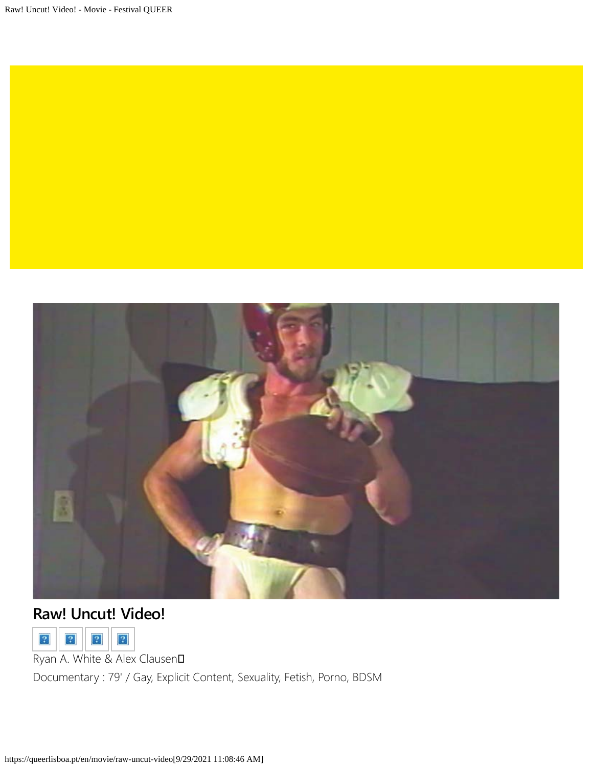## Raw! Uncut! Video!

Ryan A. White & Alex Clausen

Documentary : 79' / Gay, Explicit Content, Sexuality, Fetish, Porno, BDSM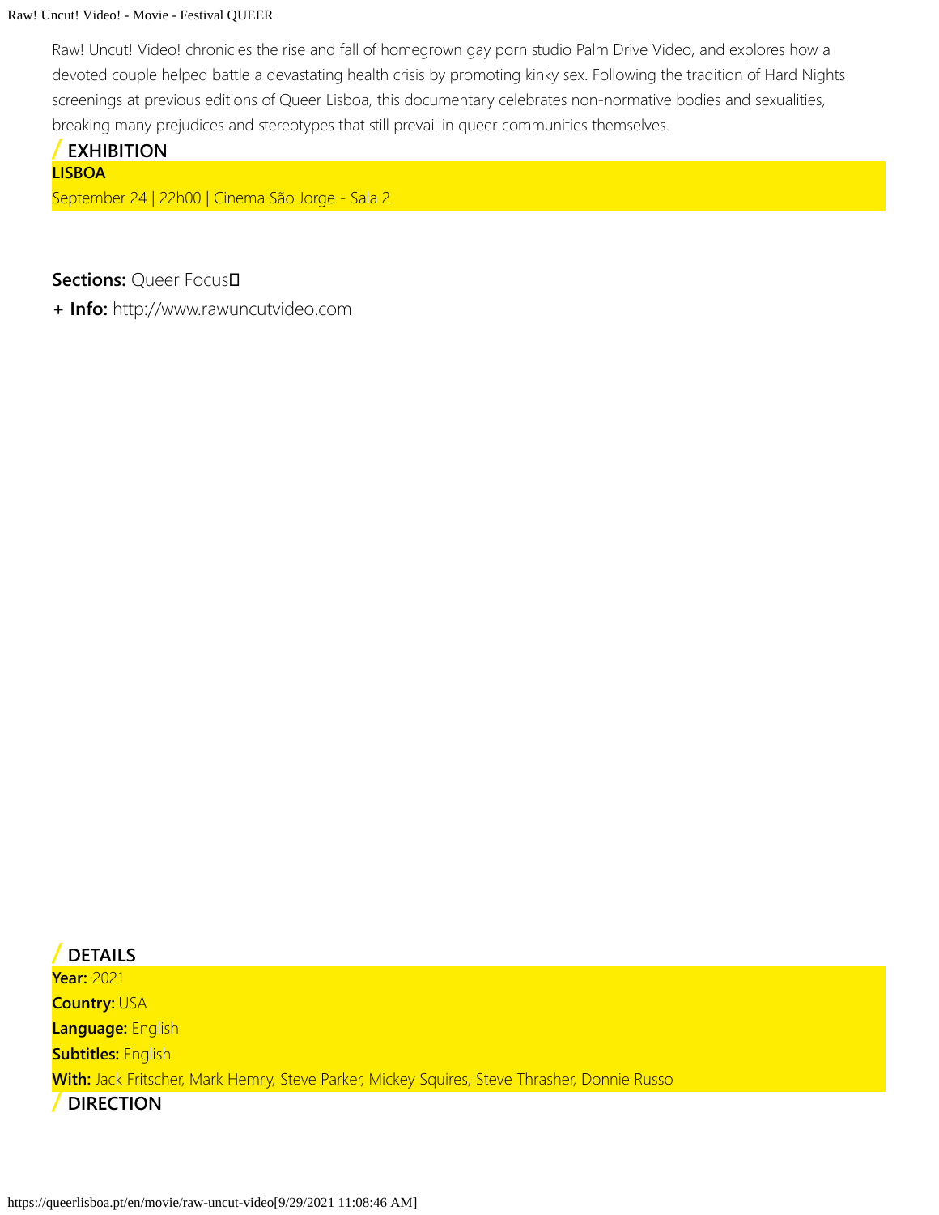Raw! Uncut! Video! chronicles the rise and fall of homegrown gay porn studio Palm Drive Video, and explores how a devoted couple helped battle a devastating health crisis by promoting kinky sex. Following the tradition of Hard Nights screenings at previous editions of Queer Lisboa, this documentary celebrates non-normative bodies and sexualities, breaking many prejudices and stereotypes that still prevail in queer communities themselves.

## / EXHIBITION

**LISBOA**

September 24 | 22h00 | Cinema São Jorge - Sala 2

**Sections:** Queer Focus

**+ Info:** http://www.rawuncutvideo.com

## / DETAILS

**Year:** 2021

**Country:** USA

**Language:** English

**Subtitles:** English

**With:** Jack Fritscher, Mark Hemry, Steve Parker, Mickey Squires, Steve Thrasher, Donnie Russo

## / DIRECTION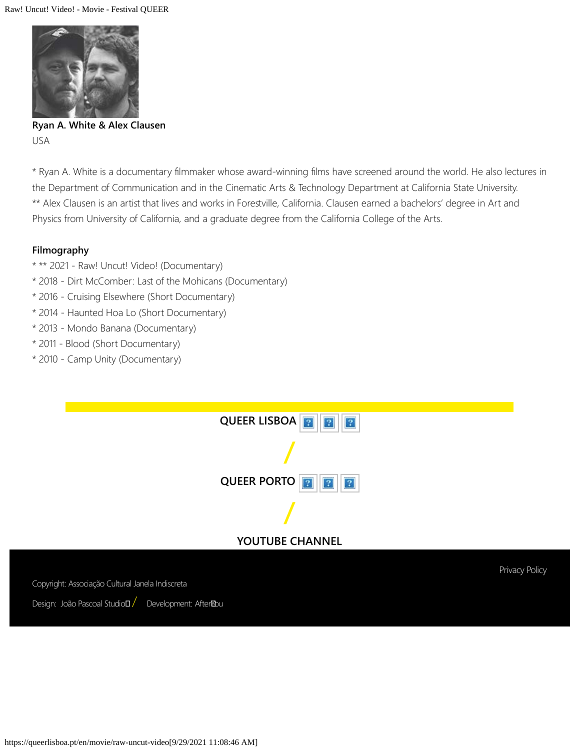**Ryan A. White & Alex Clausen**

USA

* Ryan A. White is a documentary filmmaker whose award-winning films have screened around the world. He also lectures in the Department of Communication and in the Cinematic Arts & Technology Department at California State University.
** Alex Clausen is an artist that lives and works in Forestville, California. Clausen earned a bachelors' degree in Art and Physics from University of California, and a graduate degree from the California College of the Arts.

**Filmography**

* ** 2021 - Raw! Uncut! Video! (Documentary)
* 2018 - Dirt McComber: Last of the Mohicans (Documentary)
* 2016 - Cruising Elsewhere (Short Documentary)
* 2014 - Haunted Hoa Lo (Short Documentary)
* 2013 - Mondo Banana (Documentary)
* 2011 - Blood (Short Documentary)
* 2010 - Camp Unity (Documentary)

**QUEER LISBOA**

/

**QUEER PORTO**

/

**YOUTUBE CHANNEL**

Privacy Policy

Copyright: Associação Cultural Janela Indiscreta

Design: João Pascoal Studio / Development: AfterYou